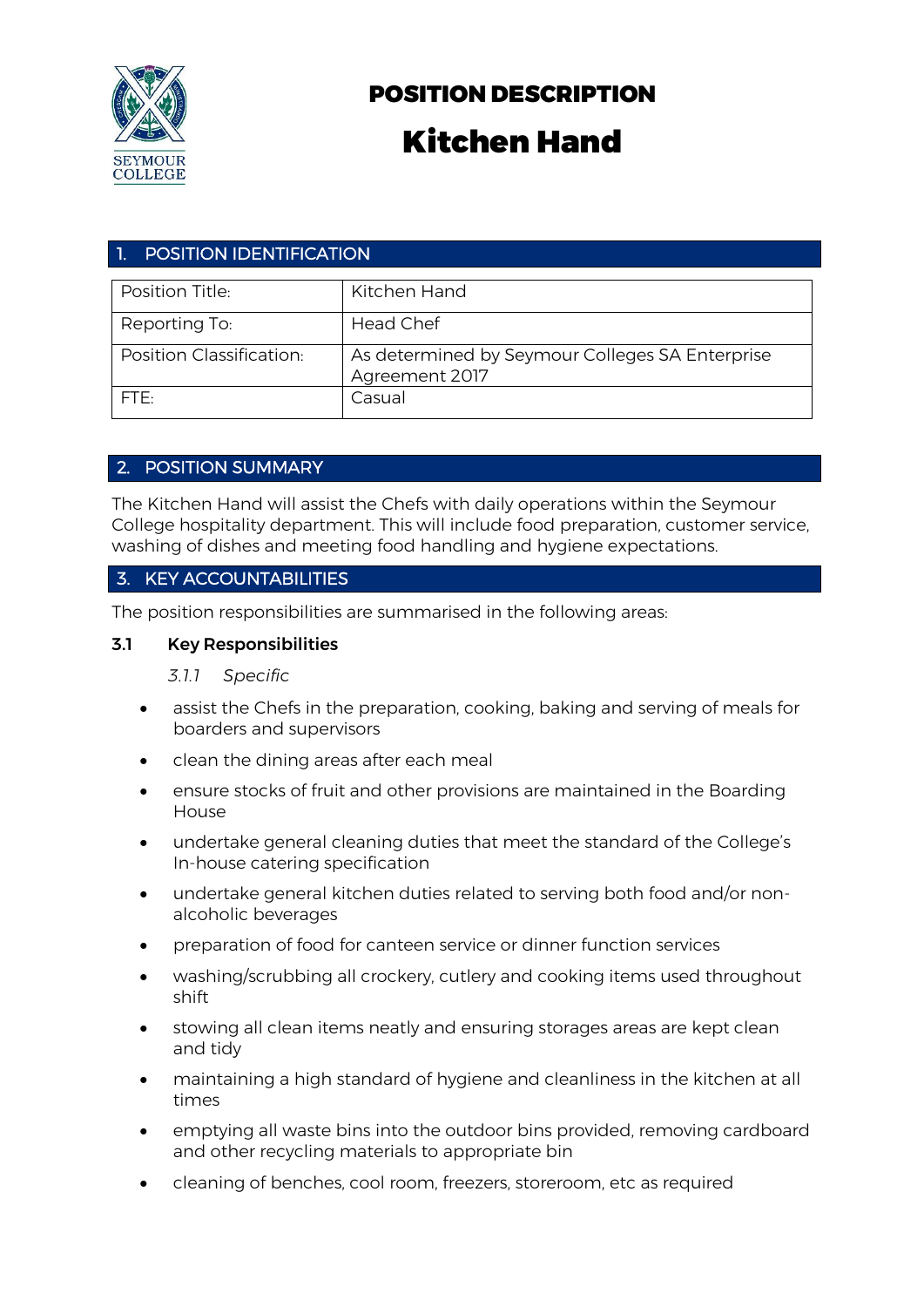# POSITION DESCRIPTION

# Kitchen Hand

## 1. POSITION IDENTIFICATION

| Position Title: | Kitchen Hand |
|---|---|
| Reporting To: | Head Chef |
| Position Classification: | As determined by Seymour Colleges SA Enterprise Agreement 2017 |
| FTE: | Casual |

## 2. POSITION SUMMARY

The Kitchen Hand will assist the Chefs with daily operations within the Seymour College hospitality department. This will include food preparation, customer service, washing of dishes and meeting food handling and hygiene expectations.

## 3. KEY ACCOUNTABILITIES

The position responsibilities are summarised in the following areas:

### 3.1 Key Responsibilities

*3.1.1 Specific*

- assist the Chefs in the preparation, cooking, baking and serving of meals for boarders and supervisors
- clean the dining areas after each meal
- ensure stocks of fruit and other provisions are maintained in the Boarding House
- undertake general cleaning duties that meet the standard of the College's In-house catering specification
- undertake general kitchen duties related to serving both food and/or non-alcoholic beverages
- preparation of food for canteen service or dinner function services
- washing/scrubbing all crockery, cutlery and cooking items used throughout shift
- stowing all clean items neatly and ensuring storages areas are kept clean and tidy
- maintaining a high standard of hygiene and cleanliness in the kitchen at all times
- emptying all waste bins into the outdoor bins provided, removing cardboard and other recycling materials to appropriate bin
- cleaning of benches, cool room, freezers, storeroom, etc as required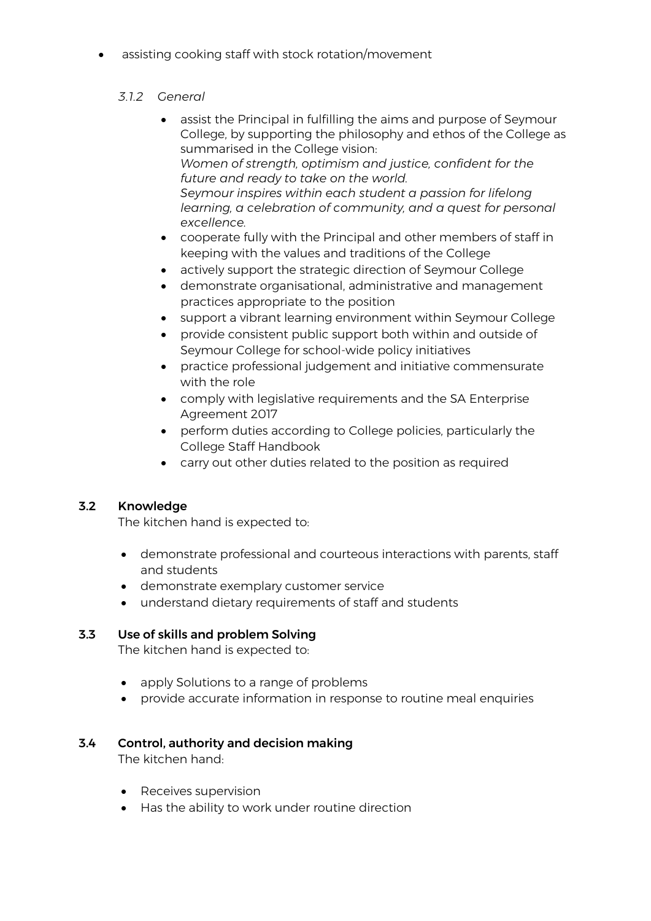- assisting cooking staff with stock rotation/movement

#### *3.1.2 General*

- assist the Principal in fulfilling the aims and purpose of Seymour College, by supporting the philosophy and ethos of the College as summarised in the College vision:
  *Women of strength, optimism and justice, confident for the future and ready to take on the world.*
  *Seymour inspires within each student a passion for lifelong learning, a celebration of community, and a quest for personal excellence.*
- cooperate fully with the Principal and other members of staff in keeping with the values and traditions of the College
- actively support the strategic direction of Seymour College
- demonstrate organisational, administrative and management practices appropriate to the position
- support a vibrant learning environment within Seymour College
- provide consistent public support both within and outside of Seymour College for school-wide policy initiatives
- practice professional judgement and initiative commensurate with the role
- comply with legislative requirements and the SA Enterprise Agreement 2017
- perform duties according to College policies, particularly the College Staff Handbook
- carry out other duties related to the position as required

### 3.2 Knowledge

The kitchen hand is expected to:

- demonstrate professional and courteous interactions with parents, staff and students
- demonstrate exemplary customer service
- understand dietary requirements of staff and students

### 3.3 Use of skills and problem Solving

The kitchen hand is expected to:

- apply Solutions to a range of problems
- provide accurate information in response to routine meal enquiries

### 3.4 Control, authority and decision making

The kitchen hand:

- Receives supervision
- Has the ability to work under routine direction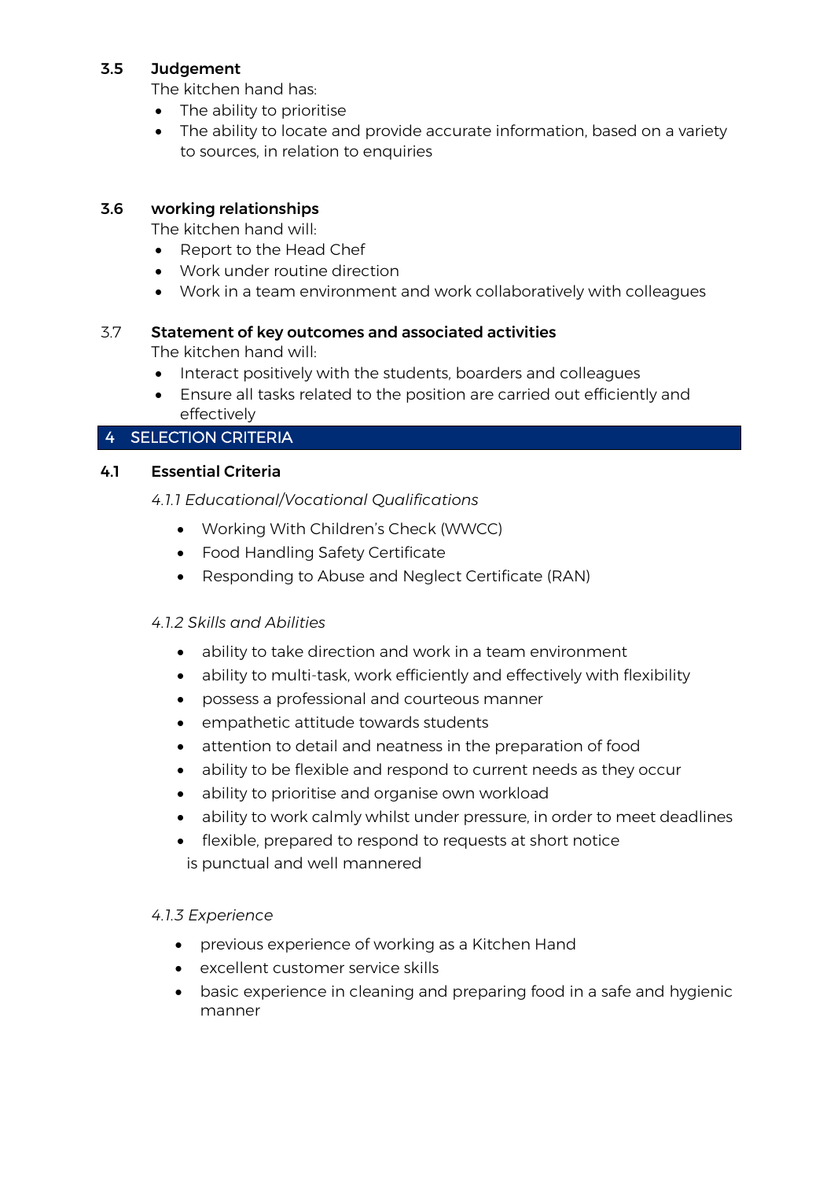### 3.5 Judgement

The kitchen hand has:

- The ability to prioritise
- The ability to locate and provide accurate information, based on a variety to sources, in relation to enquiries

### 3.6 working relationships

The kitchen hand will:

- Report to the Head Chef
- Work under routine direction
- Work in a team environment and work collaboratively with colleagues

### 3.7 Statement of key outcomes and associated activities

The kitchen hand will:

- Interact positively with the students, boarders and colleagues
- Ensure all tasks related to the position are carried out efficiently and effectively

## 4 SELECTION CRITERIA

### 4.1 Essential Criteria

*4.1.1 Educational/Vocational Qualifications*

- Working With Children's Check (WWCC)
- Food Handling Safety Certificate
- Responding to Abuse and Neglect Certificate (RAN)

*4.1.2 Skills and Abilities*

- ability to take direction and work in a team environment
- ability to multi-task, work efficiently and effectively with flexibility
- possess a professional and courteous manner
- empathetic attitude towards students
- attention to detail and neatness in the preparation of food
- ability to be flexible and respond to current needs as they occur
- ability to prioritise and organise own workload
- ability to work calmly whilst under pressure, in order to meet deadlines
- flexible, prepared to respond to requests at short notice
  is punctual and well mannered

*4.1.3 Experience*

- previous experience of working as a Kitchen Hand
- excellent customer service skills
- basic experience in cleaning and preparing food in a safe and hygienic manner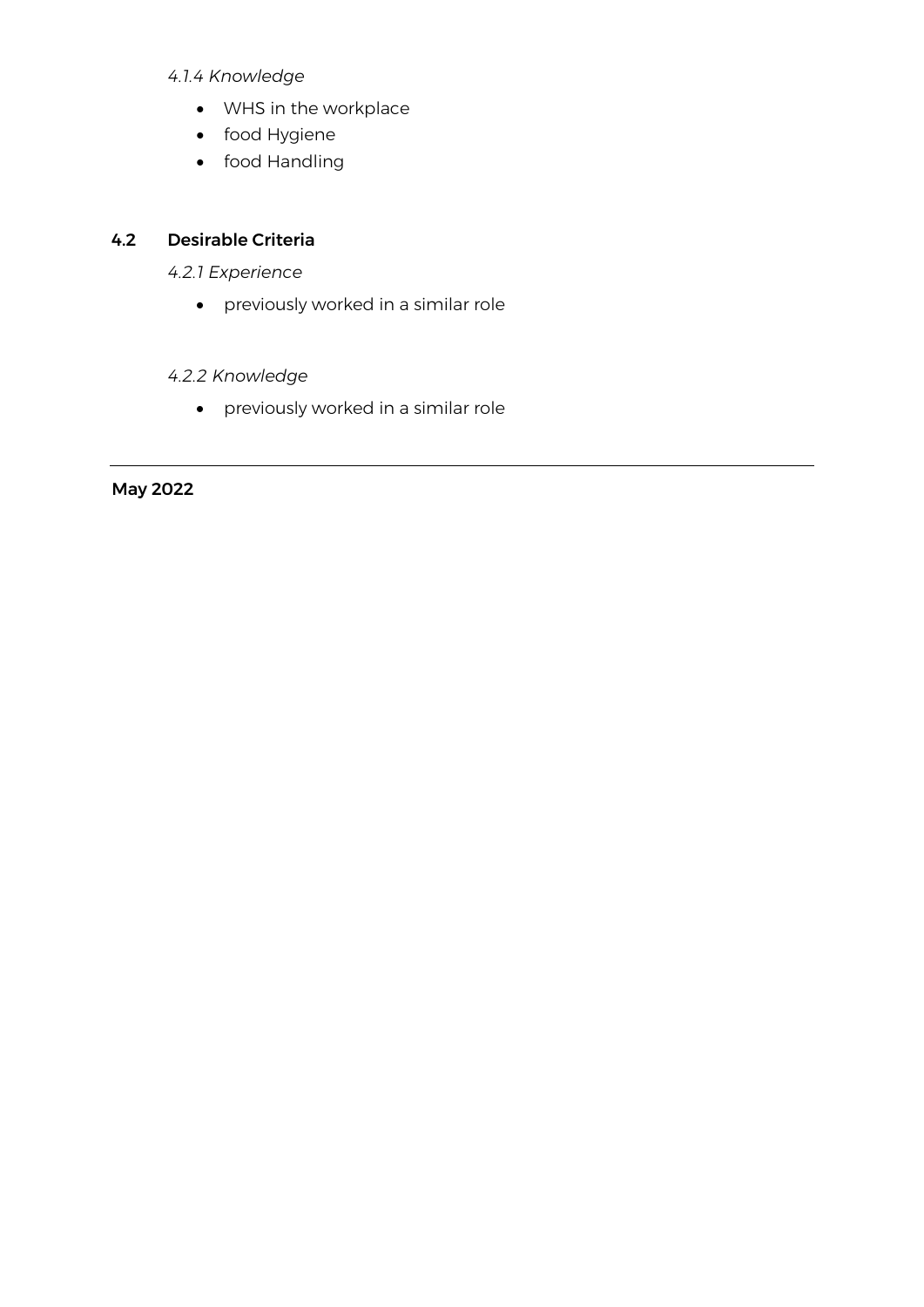*4.1.4 Knowledge*

- WHS in the workplace
- food Hygiene
- food Handling

## 4.2 Desirable Criteria

*4.2.1 Experience*

- previously worked in a similar role

*4.2.2 Knowledge*

- previously worked in a similar role

---

**May 2022**